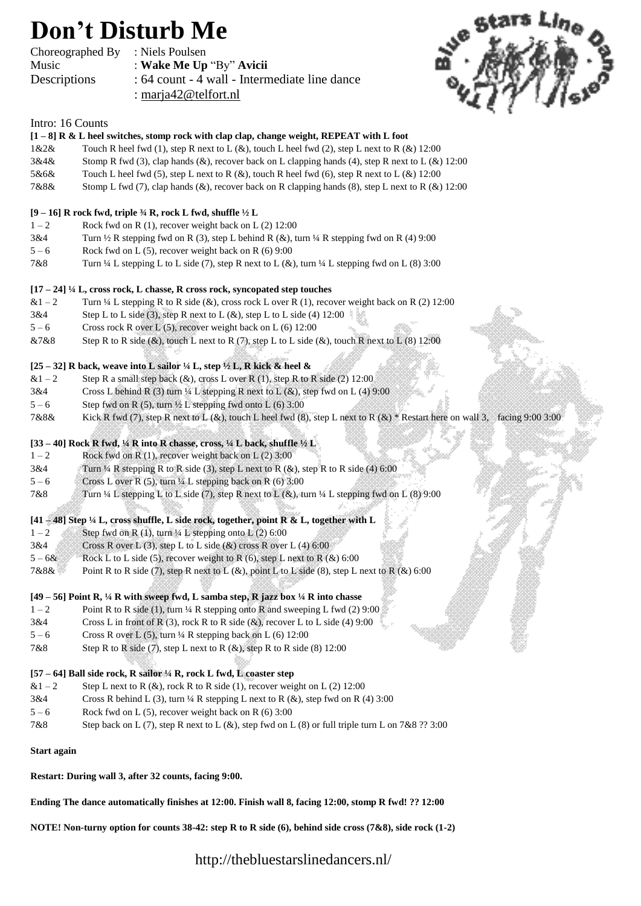# Don't Disturb Me

Choreographed By : Niels Poulsen
Music : **Wake Me Up** "By" **Avicii**
Descriptions : 64 count - 4 wall - Intermediate line dance
: marja42@telfort.nl

Intro: 16 Counts

**[1 – 8] R & L heel switches, stomp rock with clap clap, change weight, REPEAT with L foot**

| | |
|---|---|
| 1&2& | Touch R heel fwd (1), step R next to L (&), touch L heel fwd (2), step L next to R (&) 12:00 |
| 3&4& | Stomp R fwd (3), clap hands (&), recover back on L clapping hands (4), step R next to L (&) 12:00 |
| 5&6& | Touch L heel fwd (5), step L next to R (&), touch R heel fwd (6), step R next to L (&) 12:00 |
| 7&8& | Stomp L fwd (7), clap hands (&), recover back on R clapping hands (8), step L next to R (&) 12:00 |

**[9 – 16] R rock fwd, triple ¾ R, rock L fwd, shuffle ½ L**

| | |
|---|---|
| 1 – 2 | Rock fwd on R (1), recover weight back on L (2) 12:00 |
| 3&4 | Turn ½ R stepping fwd on R (3), step L behind R (&), turn ¼ R stepping fwd on R (4) 9:00 |
| 5 – 6 | Rock fwd on L (5), recover weight back on R (6) 9:00 |
| 7&8 | Turn ¼ L stepping L to L side (7), step R next to L (&), turn ¼ L stepping fwd on L (8) 3:00 |

**[17 – 24] ¼ L, cross rock, L chasse, R cross rock, syncopated step touches**

| | |
|---|---|
| &1 – 2 | Turn ¼ L stepping R to R side (&), cross rock L over R (1), recover weight back on R (2) 12:00 |
| 3&4 | Step L to L side (3), step R next to L (&), step L to L side (4) 12:00 |
| 5 – 6 | Cross rock R over L (5), recover weight back on L (6) 12:00 |
| &7&8 | Step R to R side (&), touch L next to R (7), step L to L side (&), touch R next to L (8) 12:00 |

**[25 – 32] R back, weave into L sailor ¼ L, step ½ L, R kick & heel &**

| | |
|---|---|
| &1 – 2 | Step R a small step back (&), cross L over R (1), step R to R side (2) 12:00 |
| 3&4 | Cross L behind R (3) turn ¼ L stepping R next to L (&), step fwd on L (4) 9:00 |
| 5 – 6 | Step fwd on R (5), turn ½ L stepping fwd onto L (6) 3:00 |
| 7&8& | Kick R fwd (7), step R next to L (&), touch L heel fwd (8), step L next to R (&) * Restart here on wall 3, facing 9:00 3:00 |

**[33 – 40] Rock R fwd, ¼ R into R chasse, cross, ¼ L back, shuffle ½ L**

| | |
|---|---|
| 1 – 2 | Rock fwd on R (1), recover weight back on L (2) 3:00 |
| 3&4 | Turn ¼ R stepping R to R side (3), step L next to R (&), step R to R side (4) 6:00 |
| 5 – 6 | Cross L over R (5), turn ¼ L stepping back on R (6) 3:00 |
| 7&8 | Turn ¼ L stepping L to L side (7), step R next to L (&), turn ¼ L stepping fwd on L (8) 9:00 |

**[41 – 48] Step ¼ L, cross shuffle, L side rock, together, point R & L, together with L**

| | |
|---|---|
| 1 – 2 | Step fwd on R (1), turn ¼ L stepping onto L (2) 6:00 |
| 3&4 | Cross R over L (3), step L to L side (&) cross R over L (4) 6:00 |
| 5 – 6& | Rock L to L side (5), recover weight to R (6), step L next to R (&) 6:00 |
| 7&8& | Point R to R side (7), step R next to L (&), point L to L side (8), step L next to R (&) 6:00 |

**[49 – 56] Point R, ¼ R with sweep fwd, L samba step, R jazz box ¼ R into chasse**

| | |
|---|---|
| 1 – 2 | Point R to R side (1), turn ¼ R stepping onto R and sweeping L fwd (2) 9:00 |
| 3&4 | Cross L in front of R (3), rock R to R side (&), recover L to L side (4) 9:00 |
| 5 – 6 | Cross R over L (5), turn ¼ R stepping back on L (6) 12:00 |
| 7&8 | Step R to R side (7), step L next to R (&), step R to R side (8) 12:00 |

**[57 – 64] Ball side rock, R sailor ¼ R, rock L fwd, L coaster step**

| | |
|---|---|
| &1 – 2 | Step L next to R (&), rock R to R side (1), recover weight on L (2) 12:00 |
| 3&4 | Cross R behind L (3), turn ¼ R stepping L next to R (&), step fwd on R (4) 3:00 |
| 5 – 6 | Rock fwd on L (5), recover weight back on R (6) 3:00 |
| 7&8 | Step back on L (7), step R next to L (&), step fwd on L (8) or full triple turn L on 7&8 ?? 3:00 |

**Start again**

**Restart: During wall 3, after 32 counts, facing 9:00.**

**Ending The dance automatically finishes at 12:00. Finish wall 8, facing 12:00, stomp R fwd! ?? 12:00**

**NOTE! Non-turny option for counts 38-42: step R to R side (6), behind side cross (7&8), side rock (1-2)**

http://thebluestarslinedancers.nl/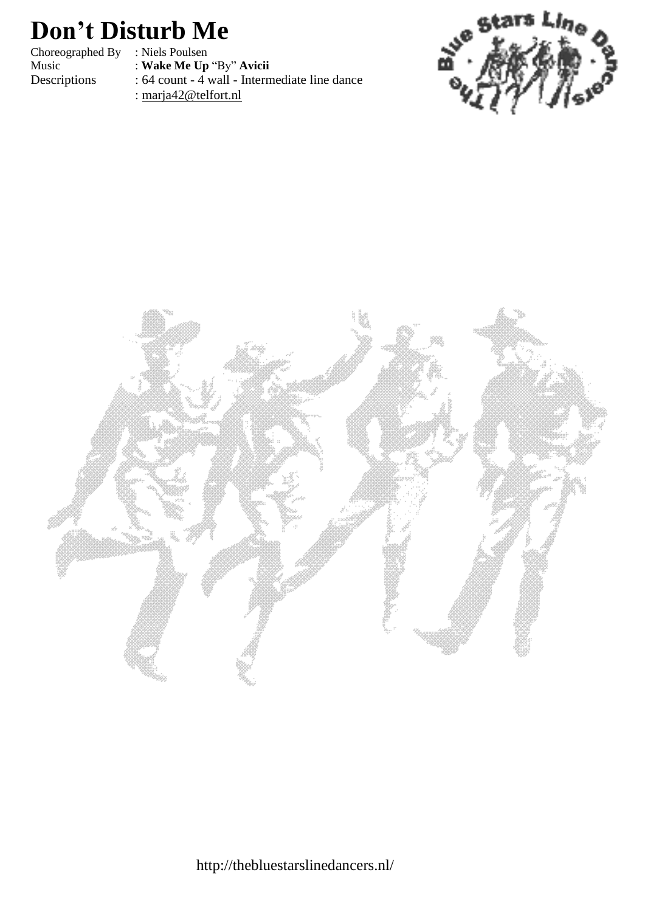# Don’t Disturb Me

Choreographed By : Niels Poulsen
Music : **Wake Me Up** “By” **Avicii**
Descriptions : 64 count - 4 wall - Intermediate line dance
: marja42@telfort.nl

http://thebluestarslinedancers.nl/